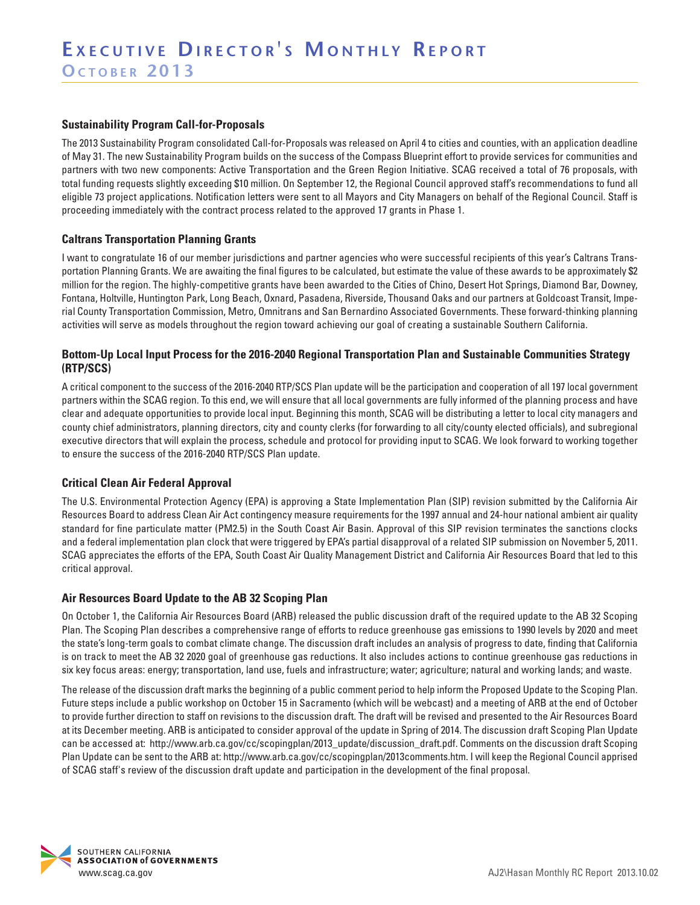# Executive Director's Monthly Report

## October 2013

### Sustainability Program Call-for-Proposals

The 2013 Sustainability Program consolidated Call-for-Proposals was released on April 4 to cities and counties, with an application deadline of May 31. The new Sustainability Program builds on the success of the Compass Blueprint effort to provide services for communities and partners with two new components: Active Transportation and the Green Region Initiative. SCAG received a total of 76 proposals, with total funding requests slightly exceeding $10 million. On September 12, the Regional Council approved staff's recommendations to fund all eligible 73 project applications. Notification letters were sent to all Mayors and City Managers on behalf of the Regional Council. Staff is proceeding immediately with the contract process related to the approved 17 grants in Phase 1.

### Caltrans Transportation Planning Grants

I want to congratulate 16 of our member jurisdictions and partner agencies who were successful recipients of this year's Caltrans Transportation Planning Grants. We are awaiting the final figures to be calculated, but estimate the value of these awards to be approximately $2 million for the region. The highly-competitive grants have been awarded to the Cities of Chino, Desert Hot Springs, Diamond Bar, Downey, Fontana, Holtville, Huntington Park, Long Beach, Oxnard, Pasadena, Riverside, Thousand Oaks and our partners at Goldcoast Transit, Imperial County Transportation Commission, Metro, Omnitrans and San Bernardino Associated Governments. These forward-thinking planning activities will serve as models throughout the region toward achieving our goal of creating a sustainable Southern California.

### Bottom-Up Local Input Process for the 2016-2040 Regional Transportation Plan and Sustainable Communities Strategy (RTP/SCS)

A critical component to the success of the 2016-2040 RTP/SCS Plan update will be the participation and cooperation of all 197 local government partners within the SCAG region. To this end, we will ensure that all local governments are fully informed of the planning process and have clear and adequate opportunities to provide local input. Beginning this month, SCAG will be distributing a letter to local city managers and county chief administrators, planning directors, city and county clerks (for forwarding to all city/county elected officials), and subregional executive directors that will explain the process, schedule and protocol for providing input to SCAG. We look forward to working together to ensure the success of the 2016-2040 RTP/SCS Plan update.

### Critical Clean Air Federal Approval

The U.S. Environmental Protection Agency (EPA) is approving a State Implementation Plan (SIP) revision submitted by the California Air Resources Board to address Clean Air Act contingency measure requirements for the 1997 annual and 24-hour national ambient air quality standard for fine particulate matter (PM2.5) in the South Coast Air Basin. Approval of this SIP revision terminates the sanctions clocks and a federal implementation plan clock that were triggered by EPA's partial disapproval of a related SIP submission on November 5, 2011. SCAG appreciates the efforts of the EPA, South Coast Air Quality Management District and California Air Resources Board that led to this critical approval.

### Air Resources Board Update to the AB 32 Scoping Plan

On October 1, the California Air Resources Board (ARB) released the public discussion draft of the required update to the AB 32 Scoping Plan. The Scoping Plan describes a comprehensive range of efforts to reduce greenhouse gas emissions to 1990 levels by 2020 and meet the state's long-term goals to combat climate change. The discussion draft includes an analysis of progress to date, finding that California is on track to meet the AB 32 2020 goal of greenhouse gas reductions. It also includes actions to continue greenhouse gas reductions in six key focus areas: energy; transportation, land use, fuels and infrastructure; water; agriculture; natural and working lands; and waste.

The release of the discussion draft marks the beginning of a public comment period to help inform the Proposed Update to the Scoping Plan. Future steps include a public workshop on October 15 in Sacramento (which will be webcast) and a meeting of ARB at the end of October to provide further direction to staff on revisions to the discussion draft. The draft will be revised and presented to the Air Resources Board at its December meeting. ARB is anticipated to consider approval of the update in Spring of 2014. The discussion draft Scoping Plan Update can be accessed at: http://www.arb.ca.gov/cc/scopingplan/2013_update/discussion_draft.pdf. Comments on the discussion draft Scoping Plan Update can be sent to the ARB at: http://www.arb.ca.gov/cc/scopingplan/2013comments.htm. I will keep the Regional Council apprised of SCAG staff's review of the discussion draft update and participation in the development of the final proposal.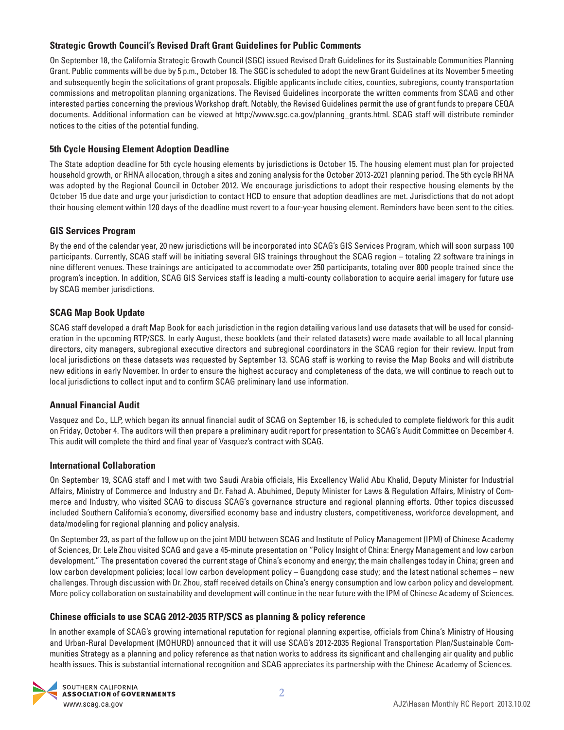### Strategic Growth Council's Revised Draft Grant Guidelines for Public Comments

On September 18, the California Strategic Growth Council (SGC) issued Revised Draft Guidelines for its Sustainable Communities Planning Grant. Public comments will be due by 5 p.m., October 18. The SGC is scheduled to adopt the new Grant Guidelines at its November 5 meeting and subsequently begin the solicitations of grant proposals. Eligible applicants include cities, counties, subregions, county transportation commissions and metropolitan planning organizations. The Revised Guidelines incorporate the written comments from SCAG and other interested parties concerning the previous Workshop draft. Notably, the Revised Guidelines permit the use of grant funds to prepare CEQA documents. Additional information can be viewed at http://www.sgc.ca.gov/planning_grants.html. SCAG staff will distribute reminder notices to the cities of the potential funding.

### 5th Cycle Housing Element Adoption Deadline

The State adoption deadline for 5th cycle housing elements by jurisdictions is October 15. The housing element must plan for projected household growth, or RHNA allocation, through a sites and zoning analysis for the October 2013-2021 planning period. The 5th cycle RHNA was adopted by the Regional Council in October 2012. We encourage jurisdictions to adopt their respective housing elements by the October 15 due date and urge your jurisdiction to contact HCD to ensure that adoption deadlines are met. Jurisdictions that do not adopt their housing element within 120 days of the deadline must revert to a four-year housing element. Reminders have been sent to the cities.

### GIS Services Program

By the end of the calendar year, 20 new jurisdictions will be incorporated into SCAG's GIS Services Program, which will soon surpass 100 participants. Currently, SCAG staff will be initiating several GIS trainings throughout the SCAG region – totaling 22 software trainings in nine different venues. These trainings are anticipated to accommodate over 250 participants, totaling over 800 people trained since the program's inception. In addition, SCAG GIS Services staff is leading a multi-county collaboration to acquire aerial imagery for future use by SCAG member jurisdictions.

### SCAG Map Book Update

SCAG staff developed a draft Map Book for each jurisdiction in the region detailing various land use datasets that will be used for consideration in the upcoming RTP/SCS. In early August, these booklets (and their related datasets) were made available to all local planning directors, city managers, subregional executive directors and subregional coordinators in the SCAG region for their review. Input from local jurisdictions on these datasets was requested by September 13. SCAG staff is working to revise the Map Books and will distribute new editions in early November. In order to ensure the highest accuracy and completeness of the data, we will continue to reach out to local jurisdictions to collect input and to confirm SCAG preliminary land use information.

### Annual Financial Audit

Vasquez and Co., LLP, which began its annual financial audit of SCAG on September 16, is scheduled to complete fieldwork for this audit on Friday, October 4. The auditors will then prepare a preliminary audit report for presentation to SCAG's Audit Committee on December 4. This audit will complete the third and final year of Vasquez's contract with SCAG.

### International Collaboration

On September 19, SCAG staff and I met with two Saudi Arabia officials, His Excellency Walid Abu Khalid, Deputy Minister for Industrial Affairs, Ministry of Commerce and Industry and Dr. Fahad A. Abuhimed, Deputy Minister for Laws & Regulation Affairs, Ministry of Commerce and Industry, who visited SCAG to discuss SCAG's governance structure and regional planning efforts. Other topics discussed included Southern California's economy, diversified economy base and industry clusters, competitiveness, workforce development, and data/modeling for regional planning and policy analysis.

On September 23, as part of the follow up on the joint MOU between SCAG and Institute of Policy Management (IPM) of Chinese Academy of Sciences, Dr. Lele Zhou visited SCAG and gave a 45-minute presentation on "Policy Insight of China: Energy Management and low carbon development." The presentation covered the current stage of China's economy and energy; the main challenges today in China; green and low carbon development policies; local low carbon development policy – Guangdong case study; and the latest national schemes – new challenges. Through discussion with Dr. Zhou, staff received details on China's energy consumption and low carbon policy and development. More policy collaboration on sustainability and development will continue in the near future with the IPM of Chinese Academy of Sciences.

### Chinese officials to use SCAG 2012-2035 RTP/SCS as planning & policy reference

In another example of SCAG's growing international reputation for regional planning expertise, officials from China's Ministry of Housing and Urban-Rural Development (MOHURD) announced that it will use SCAG's 2012-2035 Regional Transportation Plan/Sustainable Communities Strategy as a planning and policy reference as that nation works to address its significant and challenging air quality and public health issues. This is substantial international recognition and SCAG appreciates its partnership with the Chinese Academy of Sciences.